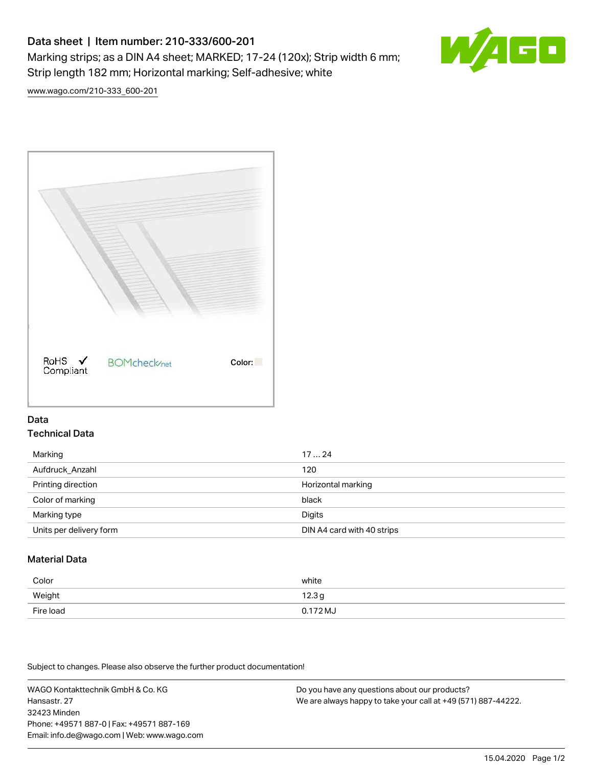# Data sheet | Item number: 210-333/600-201

Marking strips; as a DIN A4 sheet; MARKED; 17-24 (120x); Strip width 6 mm; Strip length 182 mm; Horizontal marking; Self-adhesive; white

www.wago.com/210-333_600-201

RoHS Compliant ✓ BOMcheck.net Color:

## Data

### Technical Data

| | |
|---|---|
| Marking | 17 ... 24 |
| Aufdruck_Anzahl | 120 |
| Printing direction | Horizontal marking |
| Color of marking | black |
| Marking type | Digits |
| Units per delivery form | DIN A4 card with 40 strips |

### Material Data

| | |
|---|---|
| Color | white |
| Weight | 12.3 g |
| Fire load | 0.172 MJ |

Subject to changes. Please also observe the further product documentation!

WAGO Kontakttechnik GmbH & Co. KG
Hansastr. 27
32423 Minden
Phone: +49571 887-0 | Fax: +49571 887-169
Email: info.de@wago.com | Web: www.wago.com

Do you have any questions about our products?
We are always happy to take your call at +49 (571) 887-44222.

15.04.2020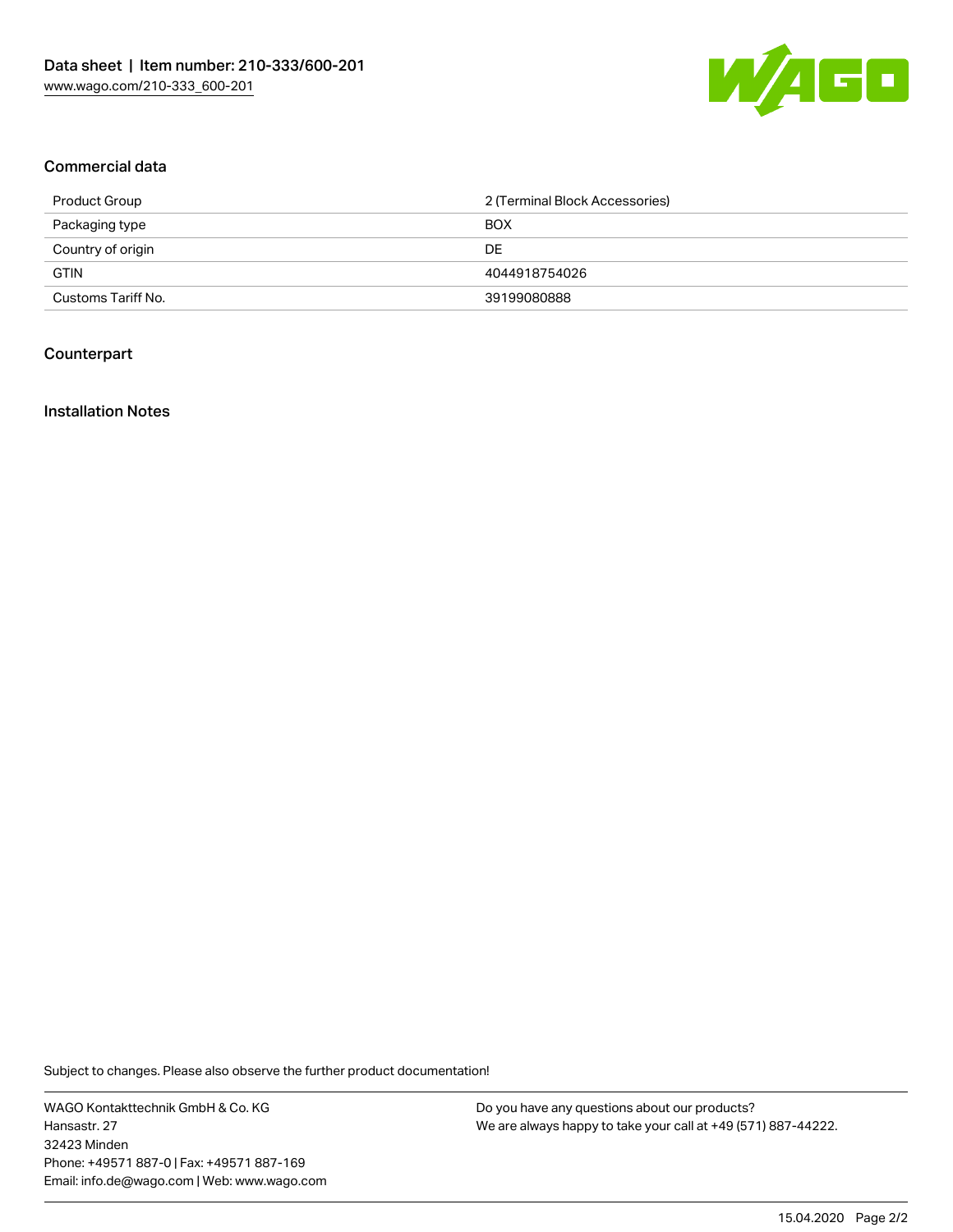## Commercial data

| | |
|---|---|
| Product Group | 2 (Terminal Block Accessories) |
| Packaging type | BOX |
| Country of origin | DE |
| GTIN | 4044918754026 |
| Customs Tariff No. | 39199080888 |

## Counterpart

## Installation Notes

Subject to changes. Please also observe the further product documentation!

WAGO Kontakttechnik GmbH & Co. KG
Hansastr. 27
32423 Minden
Phone: +49571 887-0 | Fax: +49571 887-169
Email: info.de@wago.com | Web: www.wago.com

Do you have any questions about our products?
We are always happy to take your call at +49 (571) 887-44222.

15.04.2020